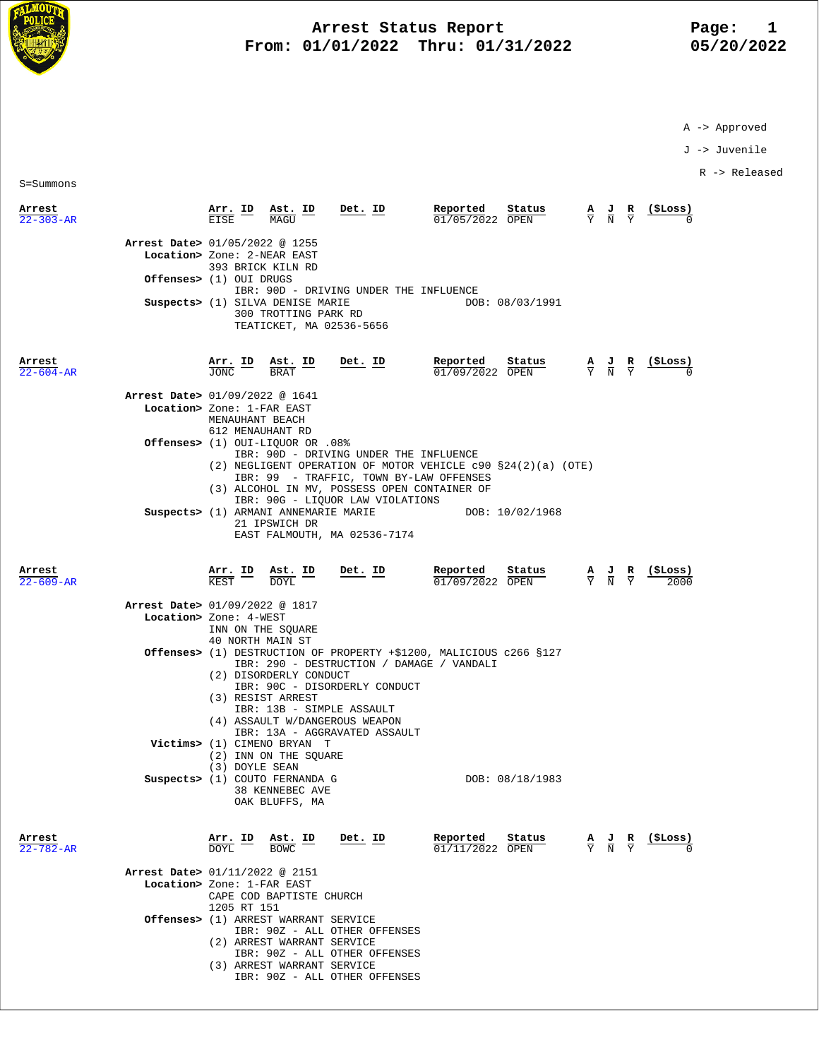# Arrest Status Report

**From: 01/01/2022 Thru: 01/31/2022**

05/20/2022

A -> Approved

J -> Juvenile

R -> Released

S=Summons

| Arrest | Arr. ID | Ast. ID | Det. ID | Reported | Status | A | J | R | ($Loss) |
|---|---|---|---|---|---|---|---|---|---|
| 22-303-AR | EISE | MAGU | | 01/05/2022 | OPEN | Y | N | Y | 0 |

**Arrest Date>** 01/05/2022 @ 1255
**Location>** Zone: 2-NEAR EAST
393 BRICK KILN RD
**Offenses>** (1) OUI DRUGS
IBR: 90D - DRIVING UNDER THE INFLUENCE
**Suspects>** (1) SILVA DENISE MARIE — DOB: 08/03/1991
300 TROTTING PARK RD
TEATICKET, MA 02536-5656

| Arrest | Arr. ID | Ast. ID | Det. ID | Reported | Status | A | J | R | ($Loss) |
|---|---|---|---|---|---|---|---|---|---|
| 22-604-AR | JONC | BRAT | | 01/09/2022 | OPEN | Y | N | Y | 0 |

**Arrest Date>** 01/09/2022 @ 1641
**Location>** Zone: 1-FAR EAST
MENAUHANT BEACH
612 MENAUHANT RD
**Offenses>** (1) OUI-LIQUOR OR .08%
IBR: 90D - DRIVING UNDER THE INFLUENCE
(2) NEGLIGENT OPERATION OF MOTOR VEHICLE c90 §24(2)(a) (OTE)
IBR: 99 - TRAFFIC, TOWN BY-LAW OFFENSES
(3) ALCOHOL IN MV, POSSESS OPEN CONTAINER OF
IBR: 90G - LIQUOR LAW VIOLATIONS
**Suspects>** (1) ARMANI ANNEMARIE MARIE — DOB: 10/02/1968
21 IPSWICH DR
EAST FALMOUTH, MA 02536-7174

| Arrest | Arr. ID | Ast. ID | Det. ID | Reported | Status | A | J | R | ($Loss) |
|---|---|---|---|---|---|---|---|---|---|
| 22-609-AR | KEST | DOYL | | 01/09/2022 | OPEN | Y | N | Y | 2000 |

**Arrest Date>** 01/09/2022 @ 1817
**Location>** Zone: 4-WEST
INN ON THE SQUARE
40 NORTH MAIN ST
**Offenses>** (1) DESTRUCTION OF PROPERTY +$1200, MALICIOUS c266 §127
IBR: 290 - DESTRUCTION / DAMAGE / VANDALI
(2) DISORDERLY CONDUCT
IBR: 90C - DISORDERLY CONDUCT
(3) RESIST ARREST
IBR: 13B - SIMPLE ASSAULT
(4) ASSAULT W/DANGEROUS WEAPON
IBR: 13A - AGGRAVATED ASSAULT
**Victims>** (1) CIMENO BRYAN T
(2) INN ON THE SQUARE
(3) DOYLE SEAN
**Suspects>** (1) COUTO FERNANDA G — DOB: 08/18/1983
38 KENNEBEC AVE
OAK BLUFFS, MA

| Arrest | Arr. ID | Ast. ID | Det. ID | Reported | Status | A | J | R | ($Loss) |
|---|---|---|---|---|---|---|---|---|---|
| 22-782-AR | DOYL | BOWC | | 01/11/2022 | OPEN | Y | N | Y | 0 |

**Arrest Date>** 01/11/2022 @ 2151
**Location>** Zone: 1-FAR EAST
CAPE COD BAPTISTE CHURCH
1205 RT 151
**Offenses>** (1) ARREST WARRANT SERVICE
IBR: 90Z - ALL OTHER OFFENSES
(2) ARREST WARRANT SERVICE
IBR: 90Z - ALL OTHER OFFENSES
(3) ARREST WARRANT SERVICE
IBR: 90Z - ALL OTHER OFFENSES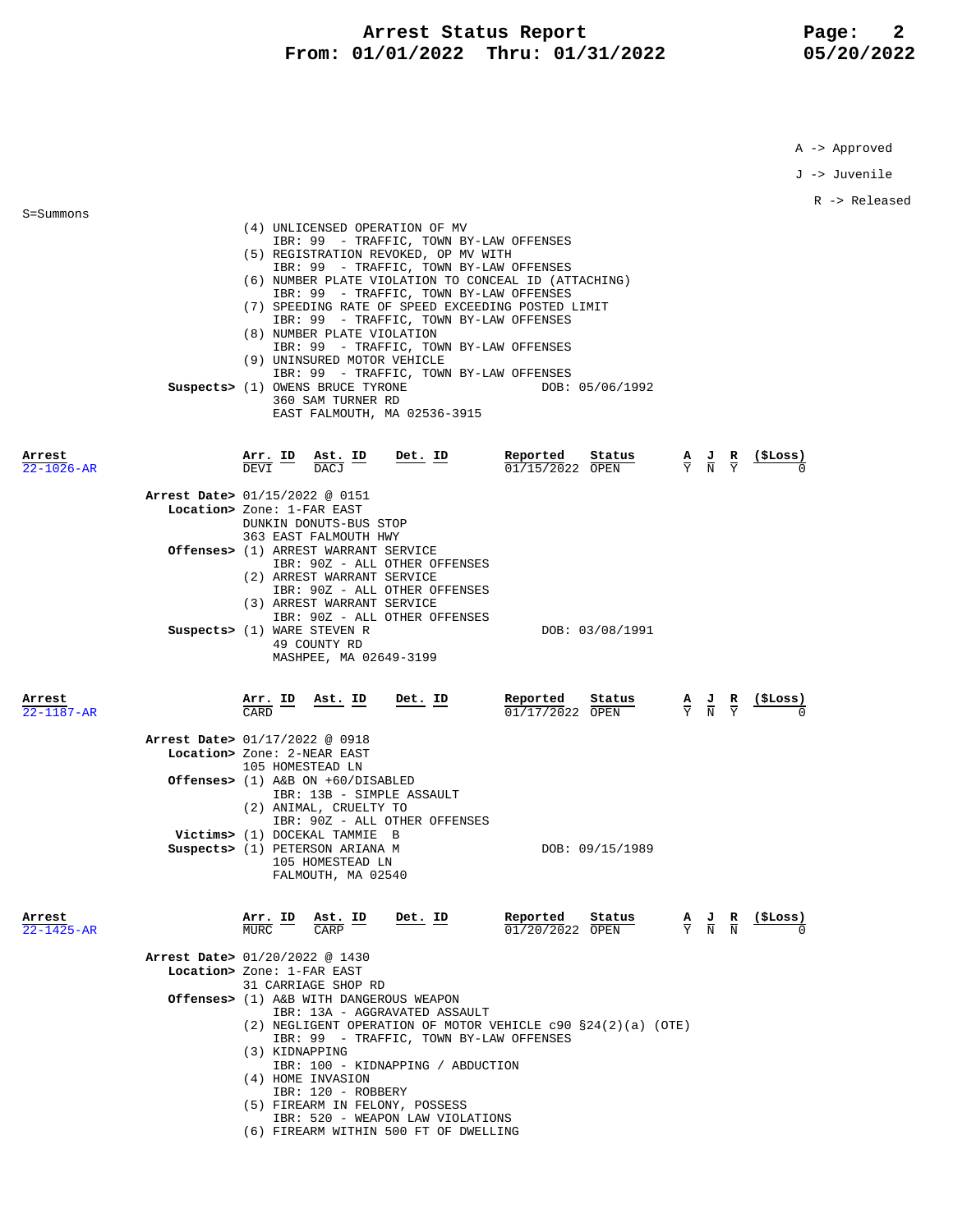A -> Approved

J -> Juvenile

R -> Released

S=Summons

(4) UNLICENSED OPERATION OF MV
IBR: 99 - TRAFFIC, TOWN BY-LAW OFFENSES
(5) REGISTRATION REVOKED, OP MV WITH
IBR: 99 - TRAFFIC, TOWN BY-LAW OFFENSES
(6) NUMBER PLATE VIOLATION TO CONCEAL ID (ATTACHING)
IBR: 99 - TRAFFIC, TOWN BY-LAW OFFENSES
(7) SPEEDING RATE OF SPEED EXCEEDING POSTED LIMIT
IBR: 99 - TRAFFIC, TOWN BY-LAW OFFENSES
(8) NUMBER PLATE VIOLATION
IBR: 99 - TRAFFIC, TOWN BY-LAW OFFENSES
(9) UNINSURED MOTOR VEHICLE
IBR: 99 - TRAFFIC, TOWN BY-LAW OFFENSES

**Suspects>** (1) OWENS BRUCE TYRONE DOB: 05/06/1992
360 SAM TURNER RD
EAST FALMOUTH, MA 02536-3915

| Arrest | Arr. ID | Ast. ID | Det. ID | Reported | Status | A | J | R | ($Loss) |
|---|---|---|---|---|---|---|---|---|---|
| 22-1026-AR | DEVI | DACJ | | 01/15/2022 | OPEN | Y | N | Y | 0 |

**Arrest Date>** 01/15/2022 @ 0151
**Location>** Zone: 1-FAR EAST
DUNKIN DONUTS-BUS STOP
363 EAST FALMOUTH HWY
**Offenses>** (1) ARREST WARRANT SERVICE
IBR: 90Z - ALL OTHER OFFENSES
(2) ARREST WARRANT SERVICE
IBR: 90Z - ALL OTHER OFFENSES
(3) ARREST WARRANT SERVICE
IBR: 90Z - ALL OTHER OFFENSES
**Suspects>** (1) WARE STEVEN R DOB: 03/08/1991
49 COUNTY RD
MASHPEE, MA 02649-3199

| Arrest | Arr. ID | Ast. ID | Det. ID | Reported | Status | A | J | R | ($Loss) |
|---|---|---|---|---|---|---|---|---|---|
| 22-1187-AR | CARD | | | 01/17/2022 | OPEN | Y | N | Y | 0 |

**Arrest Date>** 01/17/2022 @ 0918
**Location>** Zone: 2-NEAR EAST
105 HOMESTEAD LN
**Offenses>** (1) A&B ON +60/DISABLED
IBR: 13B - SIMPLE ASSAULT
(2) ANIMAL, CRUELTY TO
IBR: 90Z - ALL OTHER OFFENSES
**Victims>** (1) DOCEKAL TAMMIE B
**Suspects>** (1) PETERSON ARIANA M DOB: 09/15/1989
105 HOMESTEAD LN
FALMOUTH, MA 02540

| Arrest | Arr. ID | Ast. ID | Det. ID | Reported | Status | A | J | R | ($Loss) |
|---|---|---|---|---|---|---|---|---|---|
| 22-1425-AR | MURC | CARP | | 01/20/2022 | OPEN | Y | N | N | 0 |

**Arrest Date>** 01/20/2022 @ 1430
**Location>** Zone: 1-FAR EAST
31 CARRIAGE SHOP RD
**Offenses>** (1) A&B WITH DANGEROUS WEAPON
IBR: 13A - AGGRAVATED ASSAULT
(2) NEGLIGENT OPERATION OF MOTOR VEHICLE c90 §24(2)(a) (OTE)
IBR: 99 - TRAFFIC, TOWN BY-LAW OFFENSES
(3) KIDNAPPING
IBR: 100 - KIDNAPPING / ABDUCTION
(4) HOME INVASION
IBR: 120 - ROBBERY
(5) FIREARM IN FELONY, POSSESS
IBR: 520 - WEAPON LAW VIOLATIONS
(6) FIREARM WITHIN 500 FT OF DWELLING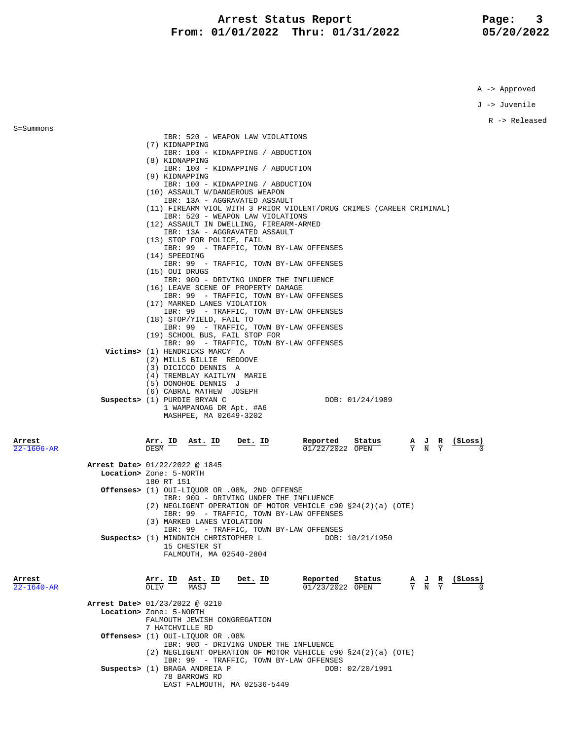# Arrest Status Report
## From: 01/01/2022 Thru: 01/31/2022

A -> Approved

J -> Juvenile

R -> Released

S=Summons

```
IBR: 520 - WEAPON LAW VIOLATIONS
(7) KIDNAPPING
    IBR: 100 - KIDNAPPING / ABDUCTION
(8) KIDNAPPING
    IBR: 100 - KIDNAPPING / ABDUCTION
(9) KIDNAPPING
    IBR: 100 - KIDNAPPING / ABDUCTION
(10) ASSAULT W/DANGEROUS WEAPON
    IBR: 13A - AGGRAVATED ASSAULT
(11) FIREARM VIOL WITH 3 PRIOR VIOLENT/DRUG CRIMES (CAREER CRIMINAL)
    IBR: 520 - WEAPON LAW VIOLATIONS
(12) ASSAULT IN DWELLING, FIREARM-ARMED
    IBR: 13A - AGGRAVATED ASSAULT
(13) STOP FOR POLICE, FAIL
    IBR: 99  - TRAFFIC, TOWN BY-LAW OFFENSES
(14) SPEEDING
    IBR: 99  - TRAFFIC, TOWN BY-LAW OFFENSES
(15) OUI DRUGS
    IBR: 90D - DRIVING UNDER THE INFLUENCE
(16) LEAVE SCENE OF PROPERTY DAMAGE
    IBR: 99  - TRAFFIC, TOWN BY-LAW OFFENSES
(17) MARKED LANES VIOLATION
    IBR: 99  - TRAFFIC, TOWN BY-LAW OFFENSES
(18) STOP/YIELD, FAIL TO
    IBR: 99  - TRAFFIC, TOWN BY-LAW OFFENSES
(19) SCHOOL BUS, FAIL STOP FOR
    IBR: 99  - TRAFFIC, TOWN BY-LAW OFFENSES
```

**Victims>**
(1) HENDRICKS MARCY A
(2) MILLS BILLIE REDDOVE
(3) DICICCO DENNIS A
(4) TREMBLAY KAITLYN MARIE
(5) DONOHOE DENNIS J
(6) CABRAL MATHEW JOSEPH

**Suspects>** (1) PURDIE BRYAN C — DOB: 01/24/1989
1 WAMPANOAG DR Apt. #A6
MASHPEE, MA 02649-3202

| Arrest | Arr. ID | Ast. ID | Det. ID | Reported | Status | A | J | R | ($Loss) |
|---|---|---|---|---|---|---|---|---|---|
| 22-1606-AR | DESM | | | 01/22/2022 | OPEN | Y | N | Y | 0 |

**Arrest Date>** 01/22/2022 @ 1845

**Location>** Zone: 5-NORTH
180 RT 151

**Offenses>**
```
(1) OUI-LIQUOR OR .08%, 2ND OFFENSE
    IBR: 90D - DRIVING UNDER THE INFLUENCE
(2) NEGLIGENT OPERATION OF MOTOR VEHICLE c90 §24(2)(a) (OTE)
    IBR: 99  - TRAFFIC, TOWN BY-LAW OFFENSES
(3) MARKED LANES VIOLATION
    IBR: 99  - TRAFFIC, TOWN BY-LAW OFFENSES
```

**Suspects>** (1) MINDNICH CHRISTOPHER L — DOB: 10/21/1950
15 CHESTER ST
FALMOUTH, MA 02540-2804

| Arrest | Arr. ID | Ast. ID | Det. ID | Reported | Status | A | J | R | ($Loss) |
|---|---|---|---|---|---|---|---|---|---|
| 22-1640-AR | OLIV | MASJ | | 01/23/2022 | OPEN | Y | N | Y | 0 |

**Arrest Date>** 01/23/2022 @ 0210

**Location>** Zone: 5-NORTH
FALMOUTH JEWISH CONGREGATION
7 HATCHVILLE RD

**Offenses>**
```
(1) OUI-LIQUOR OR .08%
    IBR: 90D - DRIVING UNDER THE INFLUENCE
(2) NEGLIGENT OPERATION OF MOTOR VEHICLE c90 §24(2)(a) (OTE)
    IBR: 99  - TRAFFIC, TOWN BY-LAW OFFENSES
```

**Suspects>** (1) BRAGA ANDREIA P — DOB: 02/20/1991
78 BARROWS RD
EAST FALMOUTH, MA 02536-5449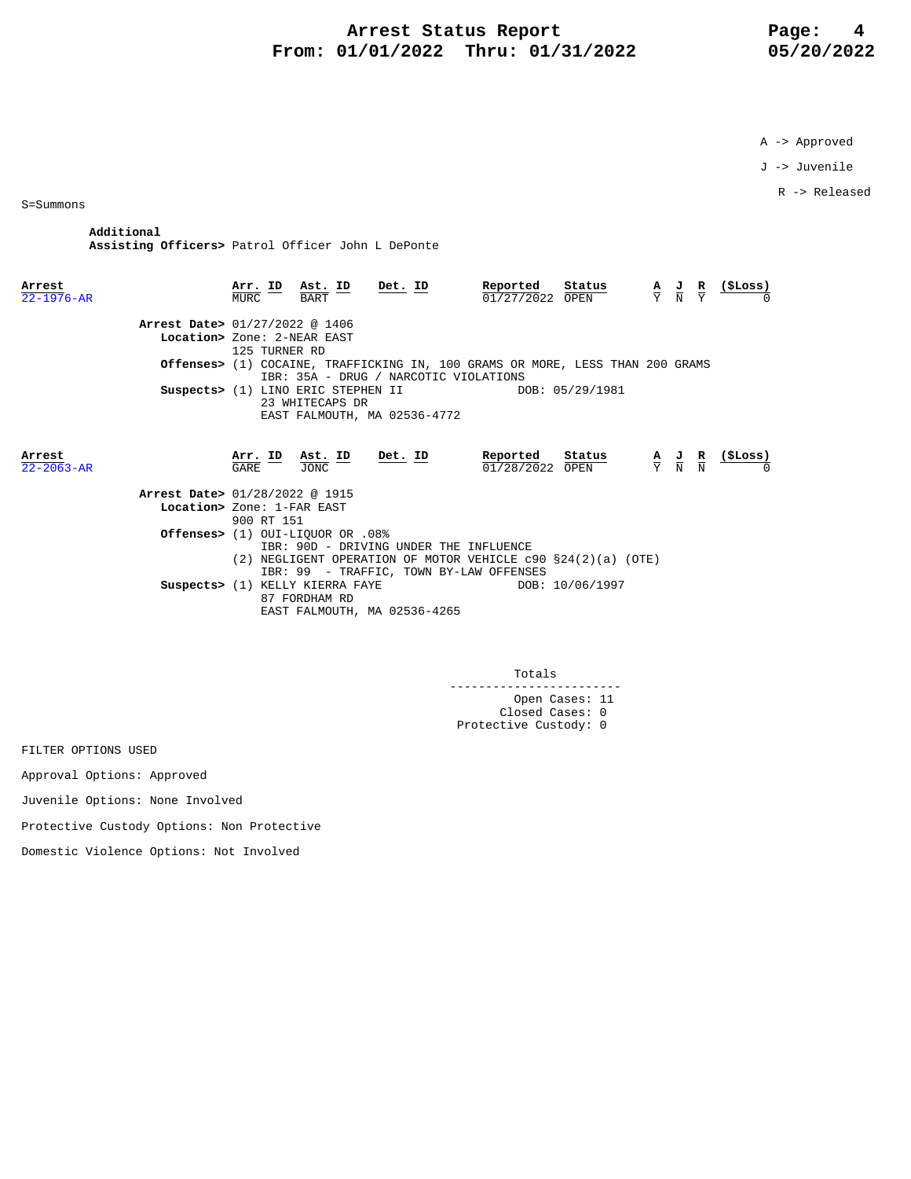# Arrest Status Report
## From: 01/01/2022 Thru: 01/31/2022

A -> Approved

J -> Juvenile

R -> Released

S=Summons

**Additional Assisting Officers>** Patrol Officer John L DePonte

| Arrest | Arr. ID | Ast. ID | Det. ID | Reported | Status | A | J | R | ($Loss) |
|---|---|---|---|---|---|---|---|---|---|
| 22-1976-AR | MURC | BART | | 01/27/2022 | OPEN | Y | N | Y | 0 |

**Arrest Date>** 01/27/2022 @ 1406

**Location>** Zone: 2-NEAR EAST
125 TURNER RD

**Offenses>** (1) COCAINE, TRAFFICKING IN, 100 GRAMS OR MORE, LESS THAN 200 GRAMS
IBR: 35A - DRUG / NARCOTIC VIOLATIONS

**Suspects>** (1) LINO ERIC STEPHEN II — DOB: 05/29/1981
23 WHITECAPS DR
EAST FALMOUTH, MA 02536-4772

| Arrest | Arr. ID | Ast. ID | Det. ID | Reported | Status | A | J | R | ($Loss) |
|---|---|---|---|---|---|---|---|---|---|
| 22-2063-AR | GARE | JONC | | 01/28/2022 | OPEN | Y | N | N | 0 |

**Arrest Date>** 01/28/2022 @ 1915

**Location>** Zone: 1-FAR EAST
900 RT 151

**Offenses>** (1) OUI-LIQUOR OR .08%
IBR: 90D - DRIVING UNDER THE INFLUENCE
(2) NEGLIGENT OPERATION OF MOTOR VEHICLE c90 §24(2)(a) (OTE)
IBR: 99 - TRAFFIC, TOWN BY-LAW OFFENSES

**Suspects>** (1) KELLY KIERRA FAYE — DOB: 10/06/1997
87 FORDHAM RD
EAST FALMOUTH, MA 02536-4265

**Totals**

Open Cases: 11
Closed Cases: 0
Protective Custody: 0

FILTER OPTIONS USED

Approval Options: Approved

Juvenile Options: None Involved

Protective Custody Options: Non Protective

Domestic Violence Options: Not Involved